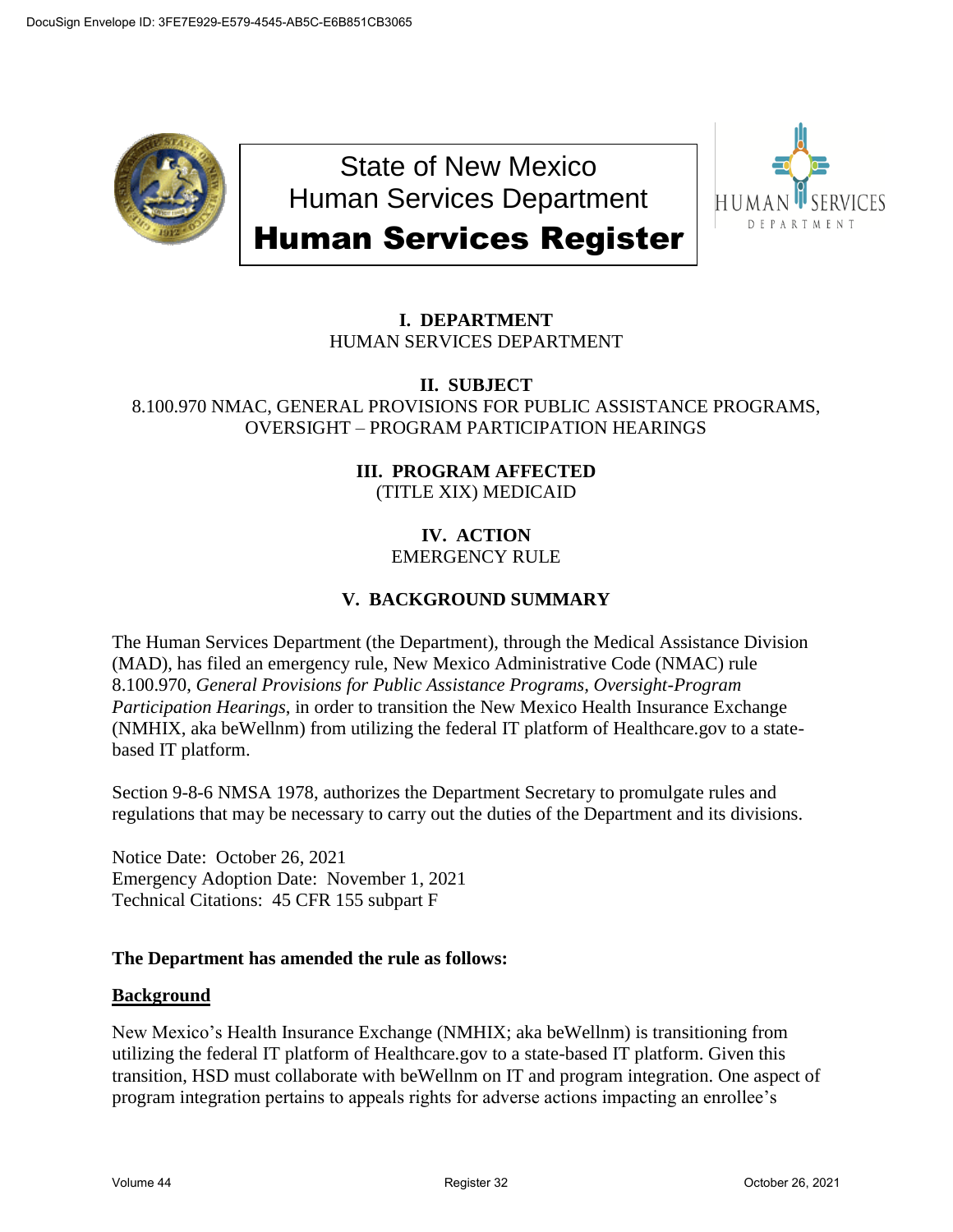State of New Mexico
Human Services Department

# Human Services Register

## I. DEPARTMENT
HUMAN SERVICES DEPARTMENT

## II. SUBJECT
8.100.970 NMAC, GENERAL PROVISIONS FOR PUBLIC ASSISTANCE PROGRAMS, OVERSIGHT – PROGRAM PARTICIPATION HEARINGS

## III. PROGRAM AFFECTED
(TITLE XIX) MEDICAID

## IV. ACTION
EMERGENCY RULE

## V. BACKGROUND SUMMARY

The Human Services Department (the Department), through the Medical Assistance Division (MAD), has filed an emergency rule, New Mexico Administrative Code (NMAC) rule 8.100.970, *General Provisions for Public Assistance Programs, Oversight-Program Participation Hearings*, in order to transition the New Mexico Health Insurance Exchange (NMHIX, aka beWellnm) from utilizing the federal IT platform of Healthcare.gov to a state-based IT platform.

Section 9-8-6 NMSA 1978, authorizes the Department Secretary to promulgate rules and regulations that may be necessary to carry out the duties of the Department and its divisions.

Notice Date: October 26, 2021
Emergency Adoption Date: November 1, 2021
Technical Citations: 45 CFR 155 subpart F

**The Department has amended the rule as follows:**

**Background**

New Mexico's Health Insurance Exchange (NMHIX; aka beWellnm) is transitioning from utilizing the federal IT platform of Healthcare.gov to a state-based IT platform. Given this transition, HSD must collaborate with beWellnm on IT and program integration. One aspect of program integration pertains to appeals rights for adverse actions impacting an enrollee's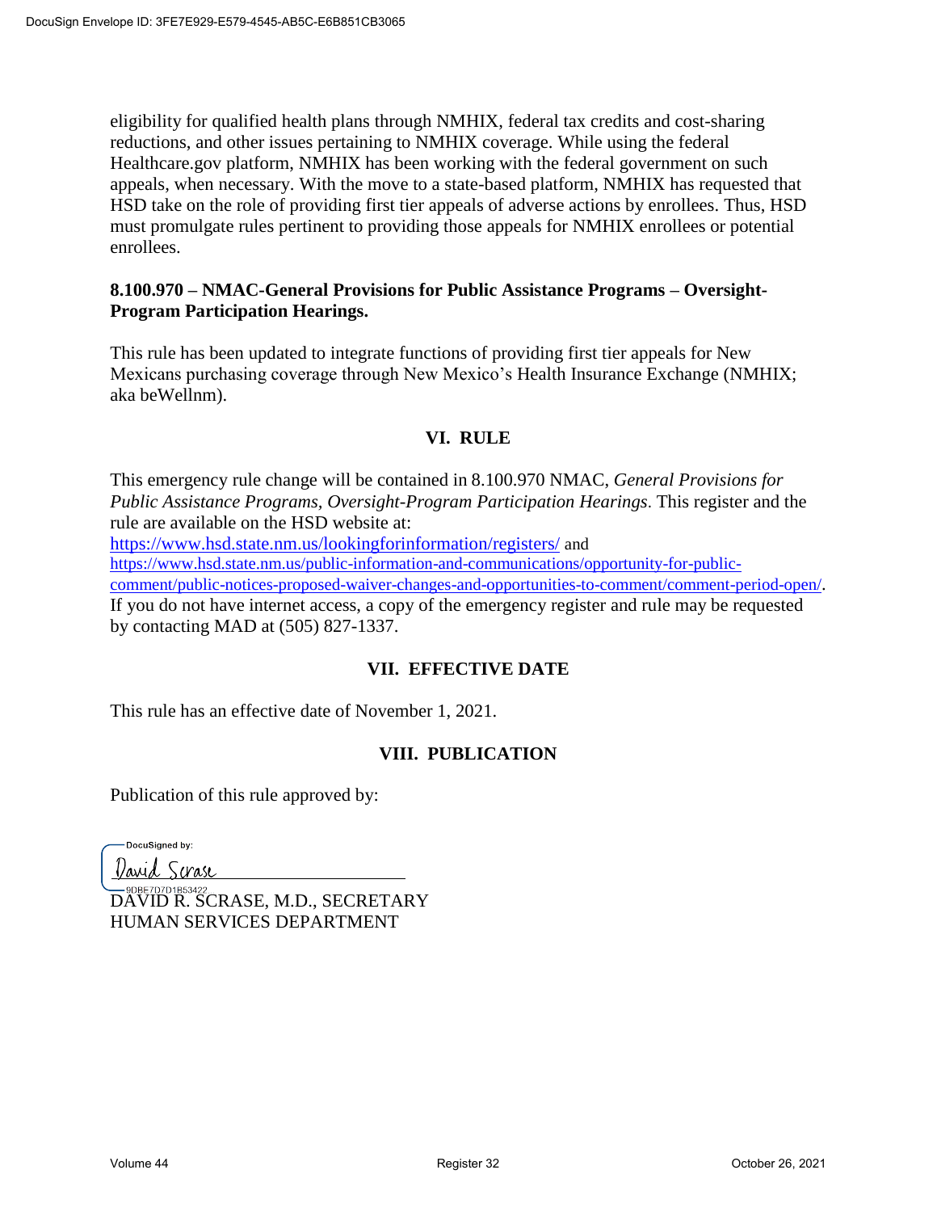eligibility for qualified health plans through NMHIX, federal tax credits and cost-sharing reductions, and other issues pertaining to NMHIX coverage. While using the federal Healthcare.gov platform, NMHIX has been working with the federal government on such appeals, when necessary. With the move to a state-based platform, NMHIX has requested that HSD take on the role of providing first tier appeals of adverse actions by enrollees. Thus, HSD must promulgate rules pertinent to providing those appeals for NMHIX enrollees or potential enrollees.

**8.100.970 – NMAC-General Provisions for Public Assistance Programs – Oversight-Program Participation Hearings.**

This rule has been updated to integrate functions of providing first tier appeals for New Mexicans purchasing coverage through New Mexico's Health Insurance Exchange (NMHIX; aka beWellnm).

## VI. RULE

This emergency rule change will be contained in 8.100.970 NMAC, *General Provisions for Public Assistance Programs, Oversight-Program Participation Hearings*. This register and the rule are available on the HSD website at:
https://www.hsd.state.nm.us/lookingforinformation/registers/ and
https://www.hsd.state.nm.us/public-information-and-communications/opportunity-for-public-comment/public-notices-proposed-waiver-changes-and-opportunities-to-comment/comment-period-open/.
If you do not have internet access, a copy of the emergency register and rule may be requested by contacting MAD at (505) 827-1337.

## VII. EFFECTIVE DATE

This rule has an effective date of November 1, 2021.

## VIII. PUBLICATION

Publication of this rule approved by:

DocuSigned by:
David Scrase
9DBE7D7D1B53422
DAVID R. SCRASE, M.D., SECRETARY
HUMAN SERVICES DEPARTMENT